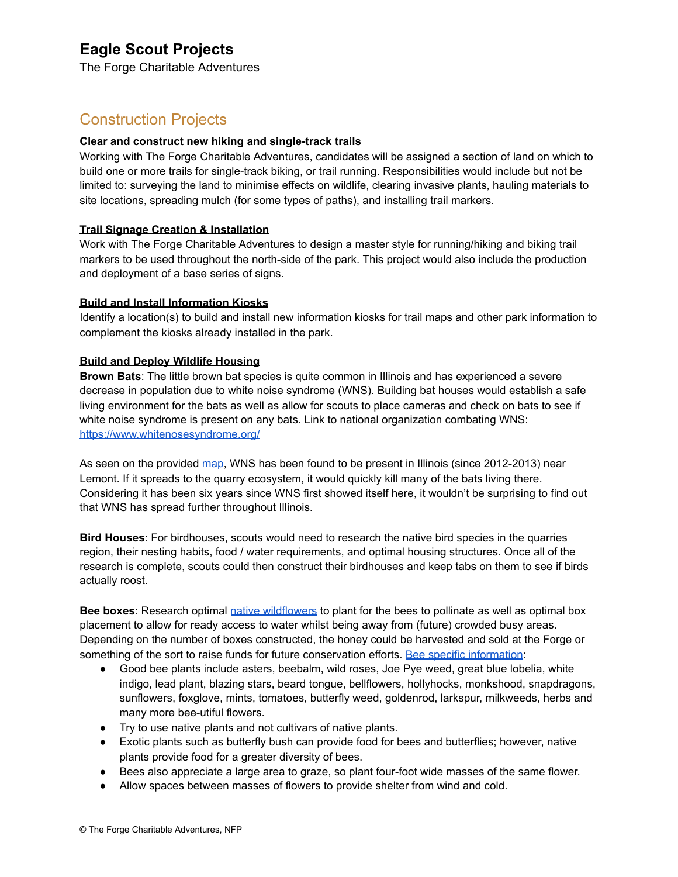# Eagle Scout Projects

The Forge Charitable Adventures

## Construction Projects

### Clear and construct new hiking and single-track trails

Working with The Forge Charitable Adventures, candidates will be assigned a section of land on which to build one or more trails for single-track biking, or trail running. Responsibilities would include but not be limited to: surveying the land to minimise effects on wildlife, clearing invasive plants, hauling materials to site locations, spreading mulch (for some types of paths), and installing trail markers.

### Trail Signage Creation & Installation

Work with The Forge Charitable Adventures to design a master style for running/hiking and biking trail markers to be used throughout the north-side of the park. This project would also include the production and deployment of a base series of signs.

### Build and Install Information Kiosks

Identify a location(s) to build and install new information kiosks for trail maps and other park information to complement the kiosks already installed in the park.

### Build and Deploy Wildlife Housing

**Brown Bats**: The little brown bat species is quite common in Illinois and has experienced a severe decrease in population due to white noise syndrome (WNS). Building bat houses would establish a safe living environment for the bats as well as allow for scouts to place cameras and check on bats to see if white noise syndrome is present on any bats. Link to national organization combating WNS: [https://www.whitenosesyndrome.org/](https://www.whitenosesyndrome.org/)

As seen on the provided map, WNS has been found to be present in Illinois (since 2012-2013) near Lemont. If it spreads to the quarry ecosystem, it would quickly kill many of the bats living there. Considering it has been six years since WNS first showed itself here, it wouldn't be surprising to find out that WNS has spread further throughout Illinois.

**Bird Houses**: For birdhouses, scouts would need to research the native bird species in the quarries region, their nesting habits, food / water requirements, and optimal housing structures. Once all of the research is complete, scouts could then construct their birdhouses and keep tabs on them to see if birds actually roost.

**Bee boxes**: Research optimal native wildflowers to plant for the bees to pollinate as well as optimal box placement to allow for ready access to water whilst being away from (future) crowded busy areas. Depending on the number of boxes constructed, the honey could be harvested and sold at the Forge or something of the sort to raise funds for future conservation efforts. Bee specific information:

- Good bee plants include asters, beebalm, wild roses, Joe Pye weed, great blue lobelia, white indigo, lead plant, blazing stars, beard tongue, bellflowers, hollyhocks, monkshood, snapdragons, sunflowers, foxglove, mints, tomatoes, butterfly weed, goldenrod, larkspur, milkweeds, herbs and many more bee-utiful flowers.
- Try to use native plants and not cultivars of native plants.
- Exotic plants such as butterfly bush can provide food for bees and butterflies; however, native plants provide food for a greater diversity of bees.
- Bees also appreciate a large area to graze, so plant four-foot wide masses of the same flower.
- Allow spaces between masses of flowers to provide shelter from wind and cold.

© The Forge Charitable Adventures, NFP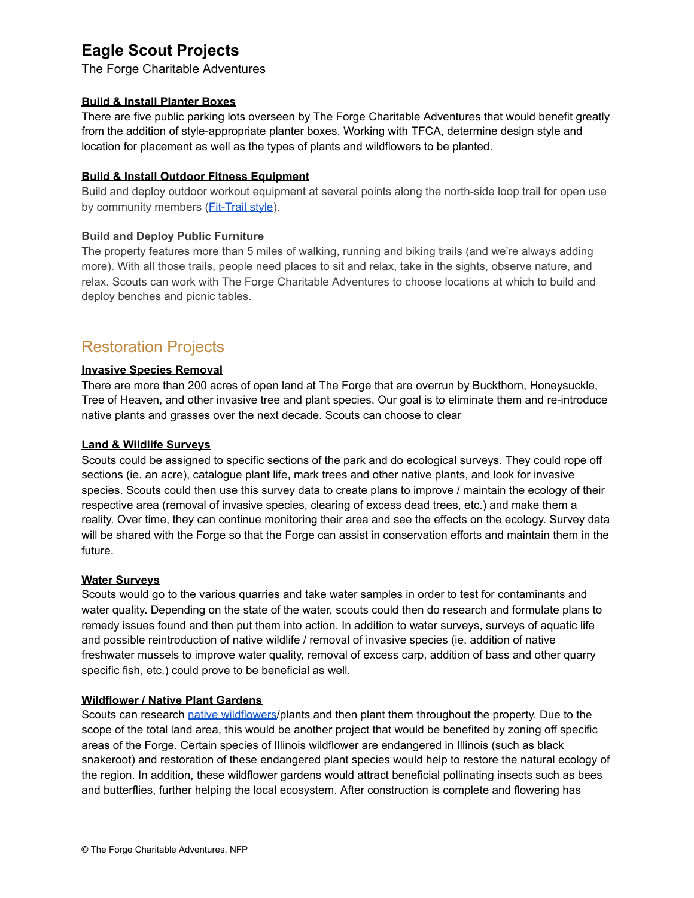# Eagle Scout Projects

The Forge Charitable Adventures

### Build & Install Planter Boxes

There are five public parking lots overseen by The Forge Charitable Adventures that would benefit greatly from the addition of style-appropriate planter boxes. Working with TFCA, determine design style and location for placement as well as the types of plants and wildflowers to be planted.

### Build & Install Outdoor Fitness Equipment

Build and deploy outdoor workout equipment at several points along the north-side loop trail for open use by community members ([Fit-Trail style]).

### Build and Deploy Public Furniture

The property features more than 5 miles of walking, running and biking trails (and we're always adding more). With all those trails, people need places to sit and relax, take in the sights, observe nature, and relax. Scouts can work with The Forge Charitable Adventures to choose locations at which to build and deploy benches and picnic tables.

## Restoration Projects

### Invasive Species Removal

There are more than 200 acres of open land at The Forge that are overrun by Buckthorn, Honeysuckle, Tree of Heaven, and other invasive tree and plant species. Our goal is to eliminate them and re-introduce native plants and grasses over the next decade. Scouts can choose to clear

### Land & Wildlife Surveys

Scouts could be assigned to specific sections of the park and do ecological surveys. They could rope off sections (ie. an acre), catalogue plant life, mark trees and other native plants, and look for invasive species. Scouts could then use this survey data to create plans to improve / maintain the ecology of their respective area (removal of invasive species, clearing of excess dead trees, etc.) and make them a reality. Over time, they can continue monitoring their area and see the effects on the ecology. Survey data will be shared with the Forge so that the Forge can assist in conservation efforts and maintain them in the future.

### Water Surveys

Scouts would go to the various quarries and take water samples in order to test for contaminants and water quality. Depending on the state of the water, scouts could then do research and formulate plans to remedy issues found and then put them into action. In addition to water surveys, surveys of aquatic life and possible reintroduction of native wildlife / removal of invasive species (ie. addition of native freshwater mussels to improve water quality, removal of excess carp, addition of bass and other quarry specific fish, etc.) could prove to be beneficial as well.

### Wildflower / Native Plant Gardens

Scouts can research [native wildflowers]/plants and then plant them throughout the property. Due to the scope of the total land area, this would be another project that would be benefited by zoning off specific areas of the Forge. Certain species of Illinois wildflower are endangered in Illinois (such as black snakeroot) and restoration of these endangered plant species would help to restore the natural ecology of the region. In addition, these wildflower gardens would attract beneficial pollinating insects such as bees and butterflies, further helping the local ecosystem. After construction is complete and flowering has

© The Forge Charitable Adventures, NFP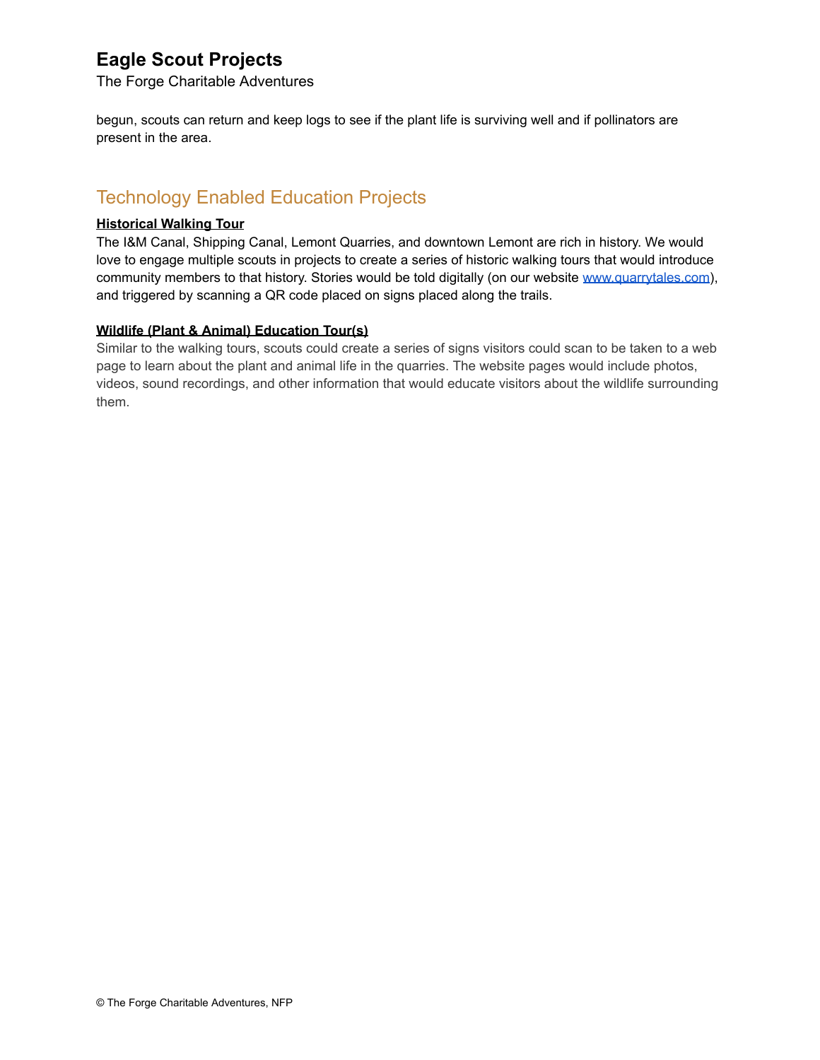begun, scouts can return and keep logs to see if the plant life is surviving well and if pollinators are present in the area.

## Technology Enabled Education Projects

**Historical Walking Tour**

The I&M Canal, Shipping Canal, Lemont Quarries, and downtown Lemont are rich in history. We would love to engage multiple scouts in projects to create a series of historic walking tours that would introduce community members to that history. Stories would be told digitally (on our website [www.quarrytales.com](http://www.quarrytales.com)), and triggered by scanning a QR code placed on signs placed along the trails.

**Wildlife (Plant & Animal) Education Tour(s)**

Similar to the walking tours, scouts could create a series of signs visitors could scan to be taken to a web page to learn about the plant and animal life in the quarries. The website pages would include photos, videos, sound recordings, and other information that would educate visitors about the wildlife surrounding them.